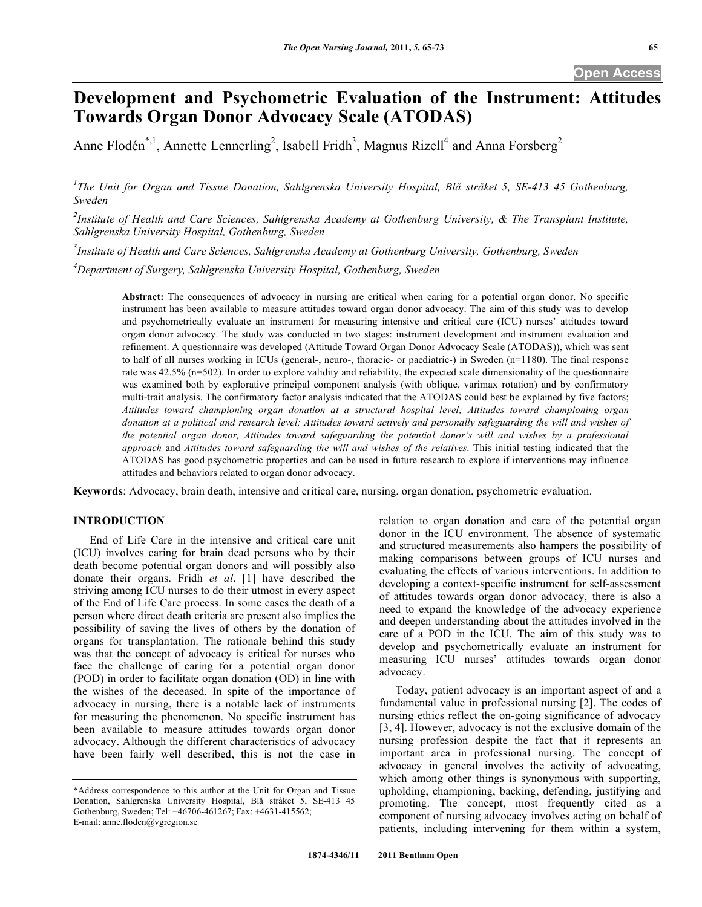# Development and Psychometric Evaluation of the Instrument: Attitudes Towards Organ Donor Advocacy Scale (ATODAS)

Anne Flodén[*,1], Annette Lennerling[2], Isabell Fridh[3], Magnus Rizell[4] and Anna Forsberg[2]

[1]*The Unit for Organ and Tissue Donation, Sahlgrenska University Hospital, Blå stråket 5, SE-413 45 Gothenburg, Sweden*

[2]*Institute of Health and Care Sciences, Sahlgrenska Academy at Gothenburg University, & The Transplant Institute, Sahlgrenska University Hospital, Gothenburg, Sweden*

[3]*Institute of Health and Care Sciences, Sahlgrenska Academy at Gothenburg University, Gothenburg, Sweden*

[4]*Department of Surgery, Sahlgrenska University Hospital, Gothenburg, Sweden*

**Abstract:** The consequences of advocacy in nursing are critical when caring for a potential organ donor. No specific instrument has been available to measure attitudes toward organ donor advocacy. The aim of this study was to develop and psychometrically evaluate an instrument for measuring intensive and critical care (ICU) nurses' attitudes toward organ donor advocacy. The study was conducted in two stages: instrument development and instrument evaluation and refinement. A questionnaire was developed (Attitude Toward Organ Donor Advocacy Scale (ATODAS)), which was sent to half of all nurses working in ICUs (general-, neuro-, thoracic- or paediatric-) in Sweden (n=1180). The final response rate was 42.5% (n=502). In order to explore validity and reliability, the expected scale dimensionality of the questionnaire was examined both by explorative principal component analysis (with oblique, varimax rotation) and by confirmatory multi-trait analysis. The confirmatory factor analysis indicated that the ATODAS could best be explained by five factors; *Attitudes toward championing organ donation at a structural hospital level; Attitudes toward championing organ donation at a political and research level; Attitudes toward actively and personally safeguarding the will and wishes of the potential organ donor, Attitudes toward safeguarding the potential donor's will and wishes by a professional approach* and *Attitudes toward safeguarding the will and wishes of the relatives*. This initial testing indicated that the ATODAS has good psychometric properties and can be used in future research to explore if interventions may influence attitudes and behaviors related to organ donor advocacy.

**Keywords**: Advocacy, brain death, intensive and critical care, nursing, organ donation, psychometric evaluation.

## INTRODUCTION

End of Life Care in the intensive and critical care unit (ICU) involves caring for brain dead persons who by their death become potential organ donors and will possibly also donate their organs. Fridh *et al*. [1] have described the striving among ICU nurses to do their utmost in every aspect of the End of Life Care process. In some cases the death of a person where direct death criteria are present also implies the possibility of saving the lives of others by the donation of organs for transplantation. The rationale behind this study was that the concept of advocacy is critical for nurses who face the challenge of caring for a potential organ donor (POD) in order to facilitate organ donation (OD) in line with the wishes of the deceased. In spite of the importance of advocacy in nursing, there is a notable lack of instruments for measuring the phenomenon. No specific instrument has been available to measure attitudes towards organ donor advocacy. Although the different characteristics of advocacy have been fairly well described, this is not the case in relation to organ donation and care of the potential organ donor in the ICU environment. The absence of systematic and structured measurements also hampers the possibility of making comparisons between groups of ICU nurses and evaluating the effects of various interventions. In addition to developing a context-specific instrument for self-assessment of attitudes towards organ donor advocacy, there is also a need to expand the knowledge of the advocacy experience and deepen understanding about the attitudes involved in the care of a POD in the ICU. The aim of this study was to develop and psychometrically evaluate an instrument for measuring ICU nurses' attitudes towards organ donor advocacy.

Today, patient advocacy is an important aspect of and a fundamental value in professional nursing [2]. The codes of nursing ethics reflect the on-going significance of advocacy [3, 4]. However, advocacy is not the exclusive domain of the nursing profession despite the fact that it represents an important area in professional nursing. The concept of advocacy in general involves the activity of advocating, which among other things is synonymous with supporting, upholding, championing, backing, defending, justifying and promoting. The concept, most frequently cited as a component of nursing advocacy involves acting on behalf of patients, including intervening for them within a system,

*Address correspondence to this author at the Unit for Organ and Tissue Donation, Sahlgrenska University Hospital, Blå stråket 5, SE-413 45 Gothenburg, Sweden; Tel: +46706-461267; Fax: +4631-415562; E-mail: anne.floden@vgregion.se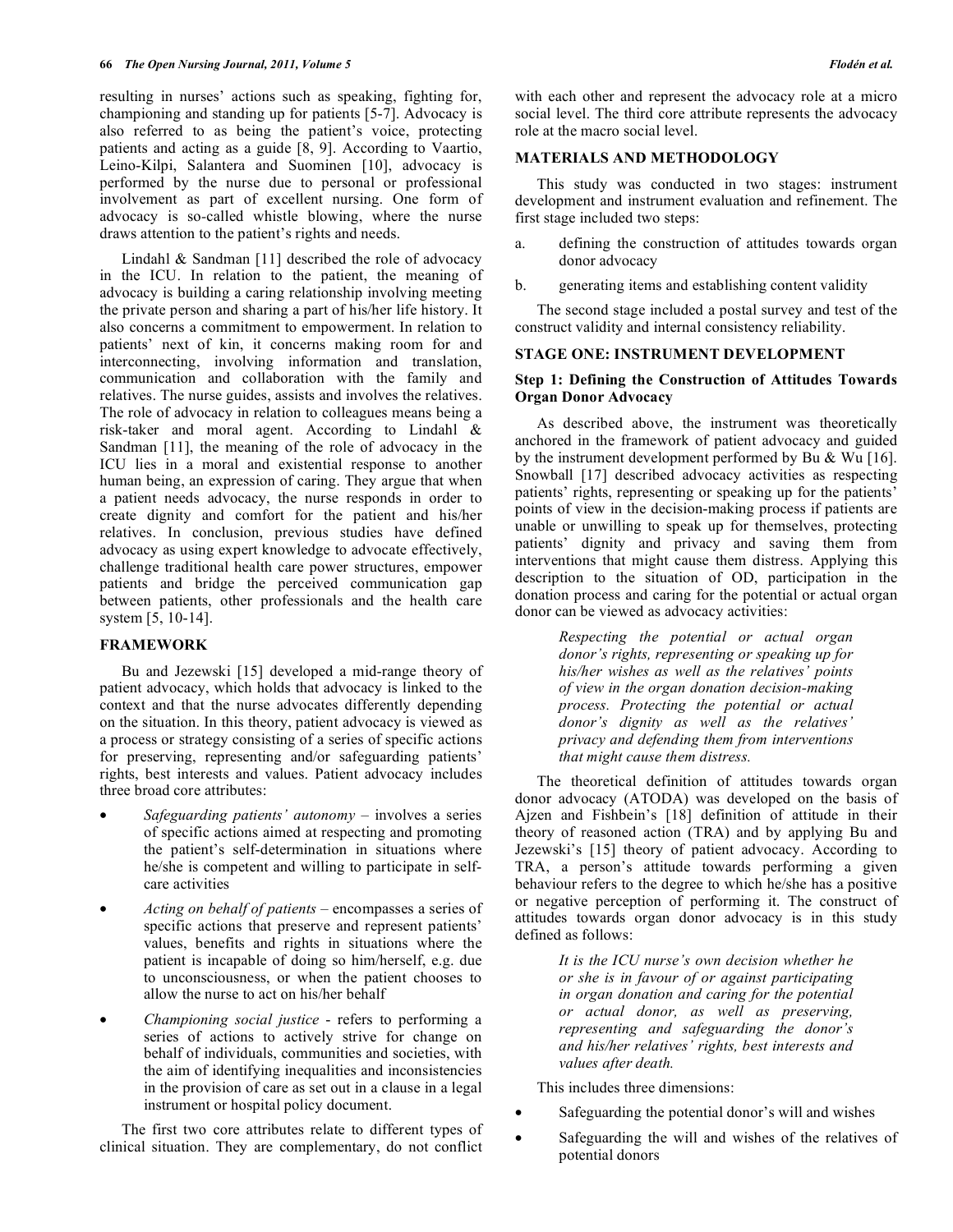resulting in nurses' actions such as speaking, fighting for, championing and standing up for patients [5-7]. Advocacy is also referred to as being the patient's voice, protecting patients and acting as a guide [8, 9]. According to Vaartio, Leino-Kilpi, Salantera and Suominen [10], advocacy is performed by the nurse due to personal or professional involvement as part of excellent nursing. One form of advocacy is so-called whistle blowing, where the nurse draws attention to the patient's rights and needs.

Lindahl & Sandman [11] described the role of advocacy in the ICU. In relation to the patient, the meaning of advocacy is building a caring relationship involving meeting the private person and sharing a part of his/her life history. It also concerns a commitment to empowerment. In relation to patients' next of kin, it concerns making room for and interconnecting, involving information and translation, communication and collaboration with the family and relatives. The nurse guides, assists and involves the relatives. The role of advocacy in relation to colleagues means being a risk-taker and moral agent. According to Lindahl & Sandman [11], the meaning of the role of advocacy in the ICU lies in a moral and existential response to another human being, an expression of caring. They argue that when a patient needs advocacy, the nurse responds in order to create dignity and comfort for the patient and his/her relatives. In conclusion, previous studies have defined advocacy as using expert knowledge to advocate effectively, challenge traditional health care power structures, empower patients and bridge the perceived communication gap between patients, other professionals and the health care system [5, 10-14].

## FRAMEWORK

Bu and Jezewski [15] developed a mid-range theory of patient advocacy, which holds that advocacy is linked to the context and that the nurse advocates differently depending on the situation. In this theory, patient advocacy is viewed as a process or strategy consisting of a series of specific actions for preserving, representing and/or safeguarding patients' rights, best interests and values. Patient advocacy includes three broad core attributes:

- *Safeguarding patients' autonomy* – involves a series of specific actions aimed at respecting and promoting the patient's self-determination in situations where he/she is competent and willing to participate in self-care activities
- *Acting on behalf of patients* – encompasses a series of specific actions that preserve and represent patients' values, benefits and rights in situations where the patient is incapable of doing so him/herself, e.g. due to unconsciousness, or when the patient chooses to allow the nurse to act on his/her behalf
- *Championing social justice* - refers to performing a series of actions to actively strive for change on behalf of individuals, communities and societies, with the aim of identifying inequalities and inconsistencies in the provision of care as set out in a clause in a legal instrument or hospital policy document.

The first two core attributes relate to different types of clinical situation. They are complementary, do not conflict with each other and represent the advocacy role at a micro social level. The third core attribute represents the advocacy role at the macro social level.

## MATERIALS AND METHODOLOGY

This study was conducted in two stages: instrument development and instrument evaluation and refinement. The first stage included two steps:

a. defining the construction of attitudes towards organ donor advocacy
b. generating items and establishing content validity

The second stage included a postal survey and test of the construct validity and internal consistency reliability.

## STAGE ONE: INSTRUMENT DEVELOPMENT

### Step 1: Defining the Construction of Attitudes Towards Organ Donor Advocacy

As described above, the instrument was theoretically anchored in the framework of patient advocacy and guided by the instrument development performed by Bu & Wu [16]. Snowball [17] described advocacy activities as respecting patients' rights, representing or speaking up for the patients' points of view in the decision-making process if patients are unable or unwilling to speak up for themselves, protecting patients' dignity and privacy and saving them from interventions that might cause them distress. Applying this description to the situation of OD, participation in the donation process and caring for the potential or actual organ donor can be viewed as advocacy activities:

> *Respecting the potential or actual organ donor's rights, representing or speaking up for his/her wishes as well as the relatives' points of view in the organ donation decision-making process. Protecting the potential or actual donor's dignity as well as the relatives' privacy and defending them from interventions that might cause them distress.*

The theoretical definition of attitudes towards organ donor advocacy (ATODA) was developed on the basis of Ajzen and Fishbein's [18] definition of attitude in their theory of reasoned action (TRA) and by applying Bu and Jezewski's [15] theory of patient advocacy. According to TRA, a person's attitude towards performing a given behaviour refers to the degree to which he/she has a positive or negative perception of performing it. The construct of attitudes towards organ donor advocacy is in this study defined as follows:

> *It is the ICU nurse's own decision whether he or she is in favour of or against participating in organ donation and caring for the potential or actual donor, as well as preserving, representing and safeguarding the donor's and his/her relatives' rights, best interests and values after death.*

This includes three dimensions:

- Safeguarding the potential donor's will and wishes
- Safeguarding the will and wishes of the relatives of potential donors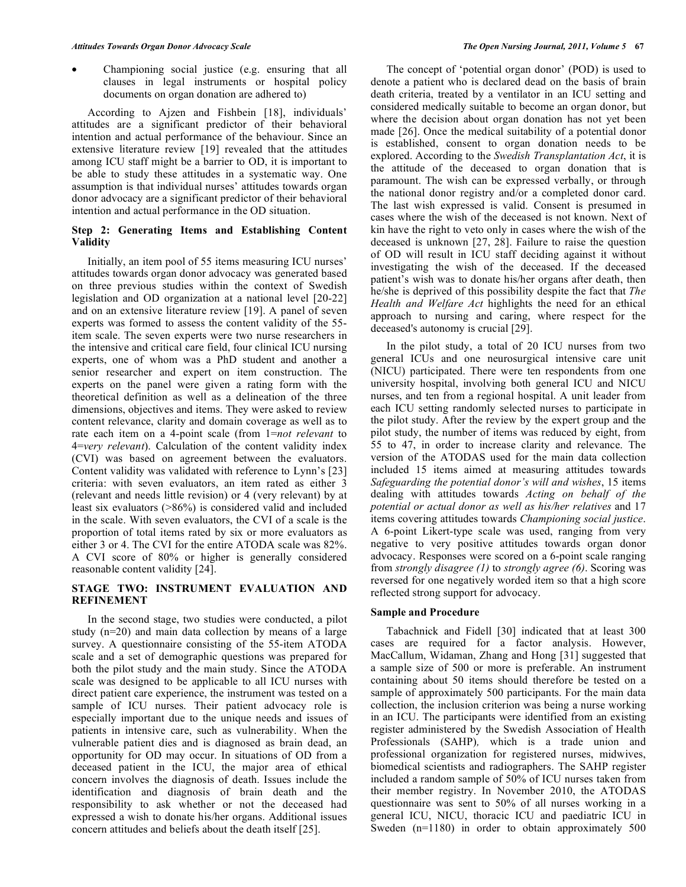- Championing social justice (e.g. ensuring that all clauses in legal instruments or hospital policy documents on organ donation are adhered to)

According to Ajzen and Fishbein [18], individuals' attitudes are a significant predictor of their behavioral intention and actual performance of the behaviour. Since an extensive literature review [19] revealed that the attitudes among ICU staff might be a barrier to OD, it is important to be able to study these attitudes in a systematic way. One assumption is that individual nurses' attitudes towards organ donor advocacy are a significant predictor of their behavioral intention and actual performance in the OD situation.

### Step 2: Generating Items and Establishing Content Validity

Initially, an item pool of 55 items measuring ICU nurses' attitudes towards organ donor advocacy was generated based on three previous studies within the context of Swedish legislation and OD organization at a national level [20-22] and on an extensive literature review [19]. A panel of seven experts was formed to assess the content validity of the 55-item scale. The seven experts were two nurse researchers in the intensive and critical care field, four clinical ICU nursing experts, one of whom was a PhD student and another a senior researcher and expert on item construction. The experts on the panel were given a rating form with the theoretical definition as well as a delineation of the three dimensions, objectives and items. They were asked to review content relevance, clarity and domain coverage as well as to rate each item on a 4-point scale (from 1=*not relevant* to 4=*very relevant*). Calculation of the content validity index (CVI) was based on agreement between the evaluators. Content validity was validated with reference to Lynn's [23] criteria: with seven evaluators, an item rated as either 3 (relevant and needs little revision) or 4 (very relevant) by at least six evaluators (>86%) is considered valid and included in the scale. With seven evaluators, the CVI of a scale is the proportion of total items rated by six or more evaluators as either 3 or 4. The CVI for the entire ATODA scale was 82%. A CVI score of 80% or higher is generally considered reasonable content validity [24].

## STAGE TWO: INSTRUMENT EVALUATION AND REFINEMENT

In the second stage, two studies were conducted, a pilot study (n=20) and main data collection by means of a large survey. A questionnaire consisting of the 55-item ATODA scale and a set of demographic questions was prepared for both the pilot study and the main study. Since the ATODA scale was designed to be applicable to all ICU nurses with direct patient care experience, the instrument was tested on a sample of ICU nurses. Their patient advocacy role is especially important due to the unique needs and issues of patients in intensive care, such as vulnerability. When the vulnerable patient dies and is diagnosed as brain dead, an opportunity for OD may occur. In situations of OD from a deceased patient in the ICU, the major area of ethical concern involves the diagnosis of death. Issues include the identification and diagnosis of brain death and the responsibility to ask whether or not the deceased had expressed a wish to donate his/her organs. Additional issues concern attitudes and beliefs about the death itself [25].

The concept of 'potential organ donor' (POD) is used to denote a patient who is declared dead on the basis of brain death criteria, treated by a ventilator in an ICU setting and considered medically suitable to become an organ donor, but where the decision about organ donation has not yet been made [26]. Once the medical suitability of a potential donor is established, consent to organ donation needs to be explored. According to the *Swedish Transplantation Act*, it is the attitude of the deceased to organ donation that is paramount. The wish can be expressed verbally, or through the national donor registry and/or a completed donor card. The last wish expressed is valid. Consent is presumed in cases where the wish of the deceased is not known. Next of kin have the right to veto only in cases where the wish of the deceased is unknown [27, 28]. Failure to raise the question of OD will result in ICU staff deciding against it without investigating the wish of the deceased. If the deceased patient's wish was to donate his/her organs after death, then he/she is deprived of this possibility despite the fact that *The Health and Welfare Act* highlights the need for an ethical approach to nursing and caring, where respect for the deceased's autonomy is crucial [29].

In the pilot study, a total of 20 ICU nurses from two general ICUs and one neurosurgical intensive care unit (NICU) participated. There were ten respondents from one university hospital, involving both general ICU and NICU nurses, and ten from a regional hospital. A unit leader from each ICU setting randomly selected nurses to participate in the pilot study. After the review by the expert group and the pilot study, the number of items was reduced by eight, from 55 to 47, in order to increase clarity and relevance. The version of the ATODAS used for the main data collection included 15 items aimed at measuring attitudes towards *Safeguarding the potential donor's will and wishes*, 15 items dealing with attitudes towards *Acting on behalf of the potential or actual donor as well as his/her relatives* and 17 items covering attitudes towards *Championing social justice*. A 6-point Likert-type scale was used, ranging from very negative to very positive attitudes towards organ donor advocacy. Responses were scored on a 6-point scale ranging from *strongly disagree (1)* to *strongly agree (6)*. Scoring was reversed for one negatively worded item so that a high score reflected strong support for advocacy.

### Sample and Procedure

Tabachnick and Fidell [30] indicated that at least 300 cases are required for a factor analysis. However, MacCallum, Widaman, Zhang and Hong [31] suggested that a sample size of 500 or more is preferable. An instrument containing about 50 items should therefore be tested on a sample of approximately 500 participants. For the main data collection, the inclusion criterion was being a nurse working in an ICU. The participants were identified from an existing register administered by the Swedish Association of Health Professionals (SAHP), which is a trade union and professional organization for registered nurses, midwives, biomedical scientists and radiographers. The SAHP register included a random sample of 50% of ICU nurses taken from their member registry. In November 2010, the ATODAS questionnaire was sent to 50% of all nurses working in a general ICU, NICU, thoracic ICU and paediatric ICU in Sweden (n=1180) in order to obtain approximately 500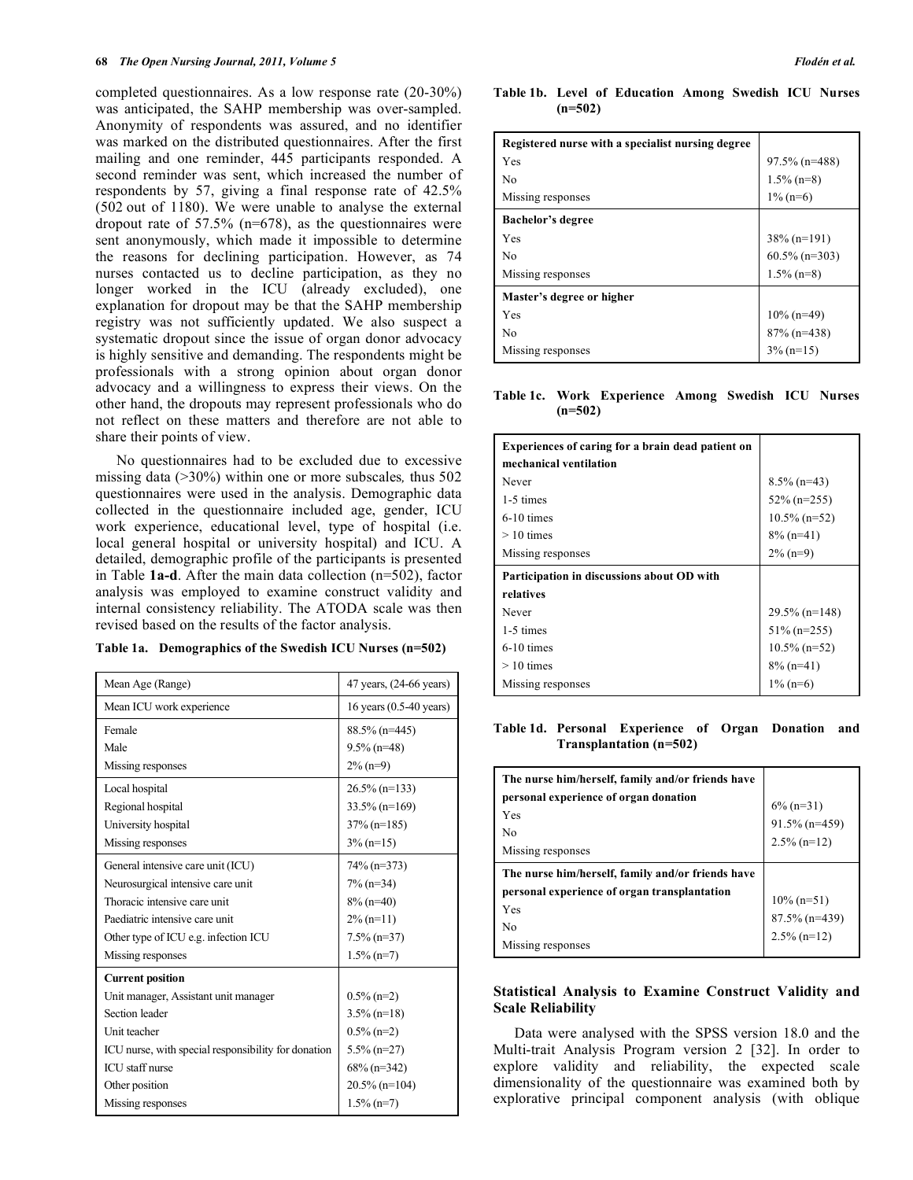completed questionnaires. As a low response rate (20-30%) was anticipated, the SAHP membership was over-sampled. Anonymity of respondents was assured, and no identifier was marked on the distributed questionnaires. After the first mailing and one reminder, 445 participants responded. A second reminder was sent, which increased the number of respondents by 57, giving a final response rate of 42.5% (502 out of 1180). We were unable to analyse the external dropout rate of 57.5% (n=678), as the questionnaires were sent anonymously, which made it impossible to determine the reasons for declining participation. However, as 74 nurses contacted us to decline participation, as they no longer worked in the ICU (already excluded), one explanation for dropout may be that the SAHP membership registry was not sufficiently updated. We also suspect a systematic dropout since the issue of organ donor advocacy is highly sensitive and demanding. The respondents might be professionals with a strong opinion about organ donor advocacy and a willingness to express their views. On the other hand, the dropouts may represent professionals who do not reflect on these matters and therefore are not able to share their points of view.

No questionnaires had to be excluded due to excessive missing data (>30%) within one or more subscales, thus 502 questionnaires were used in the analysis. Demographic data collected in the questionnaire included age, gender, ICU work experience, educational level, type of hospital (i.e. local general hospital or university hospital) and ICU. A detailed, demographic profile of the participants is presented in Table **1a-d**. After the main data collection (n=502), factor analysis was employed to examine construct validity and internal consistency reliability. The ATODA scale was then revised based on the results of the factor analysis.

**Table 1a. Demographics of the Swedish ICU Nurses (n=502)**

| | |
|---|---|
| Mean Age (Range) | 47 years, (24-66 years) |
| Mean ICU work experience | 16 years (0.5-40 years) |
| Female | 88.5% (n=445) |
| Male | 9.5% (n=48) |
| Missing responses | 2% (n=9) |
| Local hospital | 26.5% (n=133) |
| Regional hospital | 33.5% (n=169) |
| University hospital | 37% (n=185) |
| Missing responses | 3% (n=15) |
| General intensive care unit (ICU) | 74% (n=373) |
| Neurosurgical intensive care unit | 7% (n=34) |
| Thoracic intensive care unit | 8% (n=40) |
| Paediatric intensive care unit | 2% (n=11) |
| Other type of ICU e.g. infection ICU | 7.5% (n=37) |
| Missing responses | 1.5% (n=7) |
| **Current position** | |
| Unit manager, Assistant unit manager | 0.5% (n=2) |
| Section leader | 3.5% (n=18) |
| Unit teacher | 0.5% (n=2) |
| ICU nurse, with special responsibility for donation | 5.5% (n=27) |
| ICU staff nurse | 68% (n=342) |
| Other position | 20.5% (n=104) |
| Missing responses | 1.5% (n=7) |

**Table 1b. Level of Education Among Swedish ICU Nurses (n=502)**

| | |
|---|---|
| **Registered nurse with a specialist nursing degree** | |
| Yes | 97.5% (n=488) |
| No | 1.5% (n=8) |
| Missing responses | 1% (n=6) |
| **Bachelor's degree** | |
| Yes | 38% (n=191) |
| No | 60.5% (n=303) |
| Missing responses | 1.5% (n=8) |
| **Master's degree or higher** | |
| Yes | 10% (n=49) |
| No | 87% (n=438) |
| Missing responses | 3% (n=15) |

**Table 1c. Work Experience Among Swedish ICU Nurses (n=502)**

| | |
|---|---|
| **Experiences of caring for a brain dead patient on mechanical ventilation** | |
| Never | 8.5% (n=43) |
| 1-5 times | 52% (n=255) |
| 6-10 times | 10.5% (n=52) |
| > 10 times | 8% (n=41) |
| Missing responses | 2% (n=9) |
| **Participation in discussions about OD with relatives** | |
| Never | 29.5% (n=148) |
| 1-5 times | 51% (n=255) |
| 6-10 times | 10.5% (n=52) |
| > 10 times | 8% (n=41) |
| Missing responses | 1% (n=6) |

**Table 1d. Personal Experience of Organ Donation and Transplantation (n=502)**

| | |
|---|---|
| **The nurse him/herself, family and/or friends have personal experience of organ donation** | |
| Yes | 6% (n=31) |
| No | 91.5% (n=459) |
| Missing responses | 2.5% (n=12) |
| **The nurse him/herself, family and/or friends have personal experience of organ transplantation** | |
| Yes | 10% (n=51) |
| No | 87.5% (n=439) |
| Missing responses | 2.5% (n=12) |

## Statistical Analysis to Examine Construct Validity and Scale Reliability

Data were analysed with the SPSS version 18.0 and the Multi-trait Analysis Program version 2 [32]. In order to explore validity and reliability, the expected scale dimensionality of the questionnaire was examined both by explorative principal component analysis (with oblique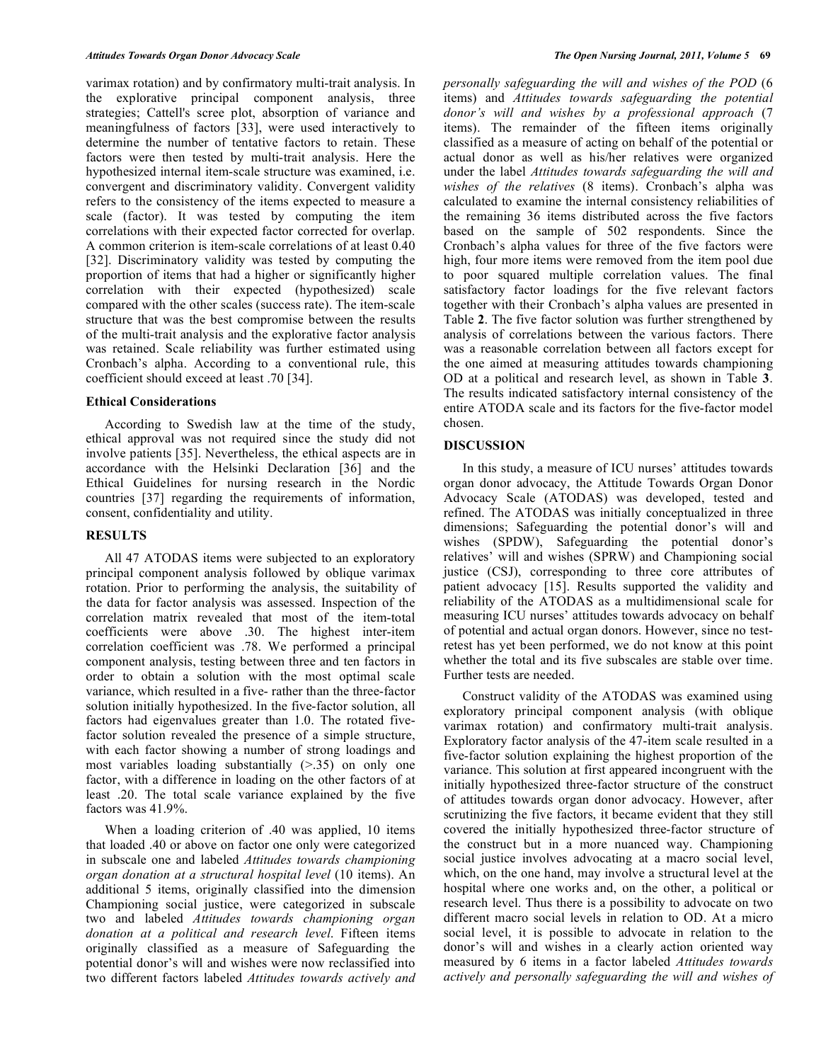varimax rotation) and by confirmatory multi-trait analysis. In the explorative principal component analysis, three strategies; Cattell's scree plot, absorption of variance and meaningfulness of factors [33], were used interactively to determine the number of tentative factors to retain. These factors were then tested by multi-trait analysis. Here the hypothesized internal item-scale structure was examined, i.e. convergent and discriminatory validity. Convergent validity refers to the consistency of the items expected to measure a scale (factor). It was tested by computing the item correlations with their expected factor corrected for overlap. A common criterion is item-scale correlations of at least 0.40 [32]. Discriminatory validity was tested by computing the proportion of items that had a higher or significantly higher correlation with their expected (hypothesized) scale compared with the other scales (success rate). The item-scale structure that was the best compromise between the results of the multi-trait analysis and the explorative factor analysis was retained. Scale reliability was further estimated using Cronbach's alpha. According to a conventional rule, this coefficient should exceed at least .70 [34].

### Ethical Considerations

According to Swedish law at the time of the study, ethical approval was not required since the study did not involve patients [35]. Nevertheless, the ethical aspects are in accordance with the Helsinki Declaration [36] and the Ethical Guidelines for nursing research in the Nordic countries [37] regarding the requirements of information, consent, confidentiality and utility.

## RESULTS

All 47 ATODAS items were subjected to an exploratory principal component analysis followed by oblique varimax rotation. Prior to performing the analysis, the suitability of the data for factor analysis was assessed. Inspection of the correlation matrix revealed that most of the item-total coefficients were above .30. The highest inter-item correlation coefficient was .78. We performed a principal component analysis, testing between three and ten factors in order to obtain a solution with the most optimal scale variance, which resulted in a five- rather than the three-factor solution initially hypothesized. In the five-factor solution, all factors had eigenvalues greater than 1.0. The rotated five-factor solution revealed the presence of a simple structure, with each factor showing a number of strong loadings and most variables loading substantially (>.35) on only one factor, with a difference in loading on the other factors of at least .20. The total scale variance explained by the five factors was 41.9%.

When a loading criterion of .40 was applied, 10 items that loaded .40 or above on factor one only were categorized in subscale one and labeled *Attitudes towards championing organ donation at a structural hospital level* (10 items). An additional 5 items, originally classified into the dimension Championing social justice, were categorized in subscale two and labeled *Attitudes towards championing organ donation at a political and research level*. Fifteen items originally classified as a measure of Safeguarding the potential donor's will and wishes were now reclassified into two different factors labeled *Attitudes towards actively and personally safeguarding the will and wishes of the POD* (6 items) and *Attitudes towards safeguarding the potential donor's will and wishes by a professional approach* (7 items). The remainder of the fifteen items originally classified as a measure of acting on behalf of the potential or actual donor as well as his/her relatives were organized under the label *Attitudes towards safeguarding the will and wishes of the relatives* (8 items). Cronbach's alpha was calculated to examine the internal consistency reliabilities of the remaining 36 items distributed across the five factors based on the sample of 502 respondents. Since the Cronbach's alpha values for three of the five factors were high, four more items were removed from the item pool due to poor squared multiple correlation values. The final satisfactory factor loadings for the five relevant factors together with their Cronbach's alpha values are presented in Table **2**. The five factor solution was further strengthened by analysis of correlations between the various factors. There was a reasonable correlation between all factors except for the one aimed at measuring attitudes towards championing OD at a political and research level, as shown in Table **3**. The results indicated satisfactory internal consistency of the entire ATODA scale and its factors for the five-factor model chosen.

## DISCUSSION

In this study, a measure of ICU nurses' attitudes towards organ donor advocacy, the Attitude Towards Organ Donor Advocacy Scale (ATODAS) was developed, tested and refined. The ATODAS was initially conceptualized in three dimensions; Safeguarding the potential donor's will and wishes (SPDW), Safeguarding the potential donor's relatives' will and wishes (SPRW) and Championing social justice (CSJ), corresponding to three core attributes of patient advocacy [15]. Results supported the validity and reliability of the ATODAS as a multidimensional scale for measuring ICU nurses' attitudes towards advocacy on behalf of potential and actual organ donors. However, since no test-retest has yet been performed, we do not know at this point whether the total and its five subscales are stable over time. Further tests are needed.

Construct validity of the ATODAS was examined using exploratory principal component analysis (with oblique varimax rotation) and confirmatory multi-trait analysis. Exploratory factor analysis of the 47-item scale resulted in a five-factor solution explaining the highest proportion of the variance. This solution at first appeared incongruent with the initially hypothesized three-factor structure of the construct of attitudes towards organ donor advocacy. However, after scrutinizing the five factors, it became evident that they still covered the initially hypothesized three-factor structure of the construct but in a more nuanced way. Championing social justice involves advocating at a macro social level, which, on the one hand, may involve a structural level at the hospital where one works and, on the other, a political or research level. Thus there is a possibility to advocate on two different macro social levels in relation to OD. At a micro social level, it is possible to advocate in relation to the donor's will and wishes in a clearly action oriented way measured by 6 items in a factor labeled *Attitudes towards actively and personally safeguarding the will and wishes of*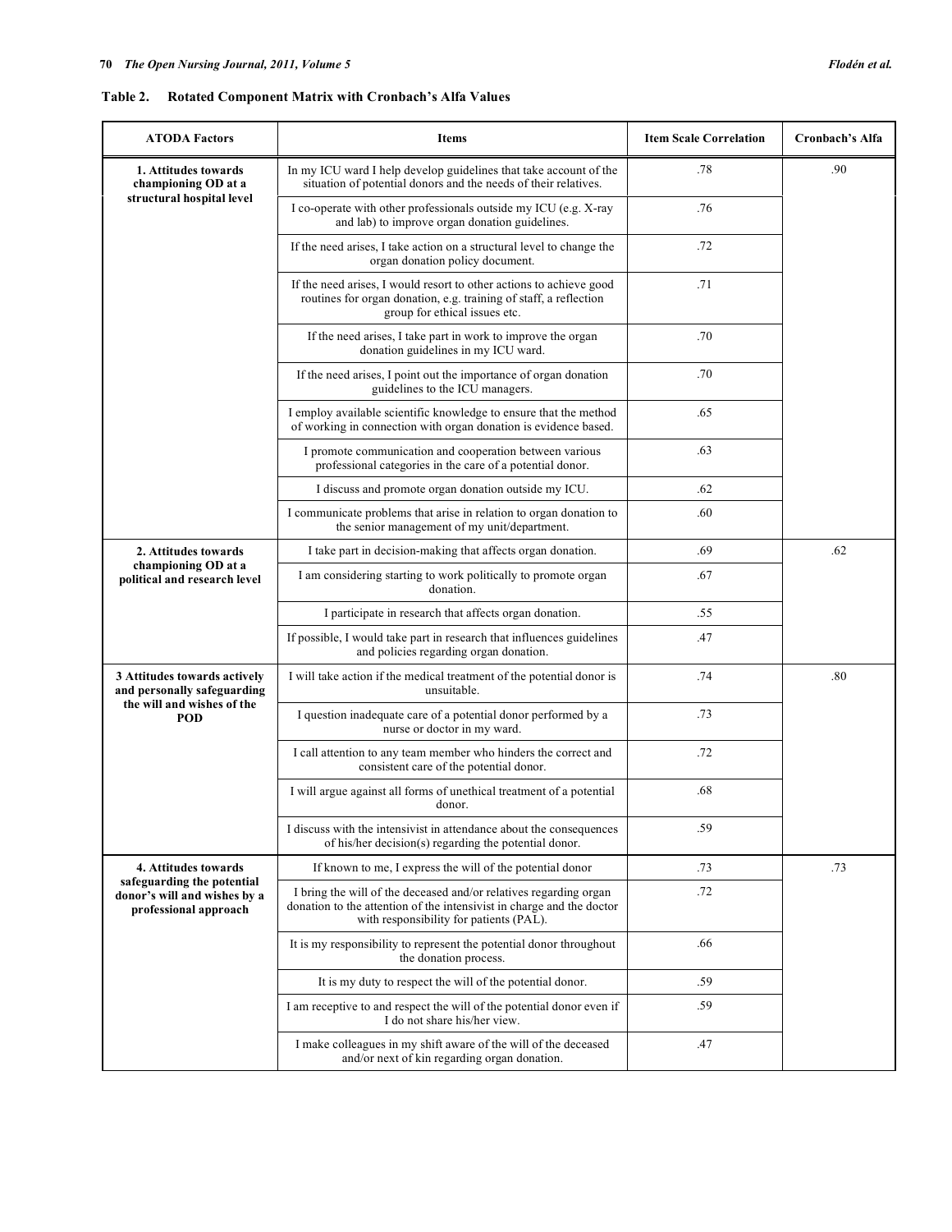**Table 2. Rotated Component Matrix with Cronbach's Alfa Values**

| ATODA Factors | Items | Item Scale Correlation | Cronbach's Alfa |
|---|---|---|---|
| **1. Attitudes towards championing OD at a structural hospital level** | In my ICU ward I help develop guidelines that take account of the situation of potential donors and the needs of their relatives. | .78 | .90 |
| | I co-operate with other professionals outside my ICU (e.g. X-ray and lab) to improve organ donation guidelines. | .76 | |
| | If the need arises, I take action on a structural level to change the organ donation policy document. | .72 | |
| | If the need arises, I would resort to other actions to achieve good routines for organ donation, e.g. training of staff, a reflection group for ethical issues etc. | .71 | |
| | If the need arises, I take part in work to improve the organ donation guidelines in my ICU ward. | .70 | |
| | If the need arises, I point out the importance of organ donation guidelines to the ICU managers. | .70 | |
| | I employ available scientific knowledge to ensure that the method of working in connection with organ donation is evidence based. | .65 | |
| | I promote communication and cooperation between various professional categories in the care of a potential donor. | .63 | |
| | I discuss and promote organ donation outside my ICU. | .62 | |
| | I communicate problems that arise in relation to organ donation to the senior management of my unit/department. | .60 | |
| **2. Attitudes towards championing OD at a political and research level** | I take part in decision-making that affects organ donation. | .69 | .62 |
| | I am considering starting to work politically to promote organ donation. | .67 | |
| | I participate in research that affects organ donation. | .55 | |
| | If possible, I would take part in research that influences guidelines and policies regarding organ donation. | .47 | |
| **3 Attitudes towards actively and personally safeguarding the will and wishes of the POD** | I will take action if the medical treatment of the potential donor is unsuitable. | .74 | .80 |
| | I question inadequate care of a potential donor performed by a nurse or doctor in my ward. | .73 | |
| | I call attention to any team member who hinders the correct and consistent care of the potential donor. | .72 | |
| | I will argue against all forms of unethical treatment of a potential donor. | .68 | |
| | I discuss with the intensivist in attendance about the consequences of his/her decision(s) regarding the potential donor. | .59 | |
| **4. Attitudes towards safeguarding the potential donor's will and wishes by a professional approach** | If known to me, I express the will of the potential donor | .73 | .73 |
| | I bring the will of the deceased and/or relatives regarding organ donation to the attention of the intensivist in charge and the doctor with responsibility for patients (PAL). | .72 | |
| | It is my responsibility to represent the potential donor throughout the donation process. | .66 | |
| | It is my duty to respect the will of the potential donor. | .59 | |
| | I am receptive to and respect the will of the potential donor even if I do not share his/her view. | .59 | |
| | I make colleagues in my shift aware of the will of the deceased and/or next of kin regarding organ donation. | .47 | |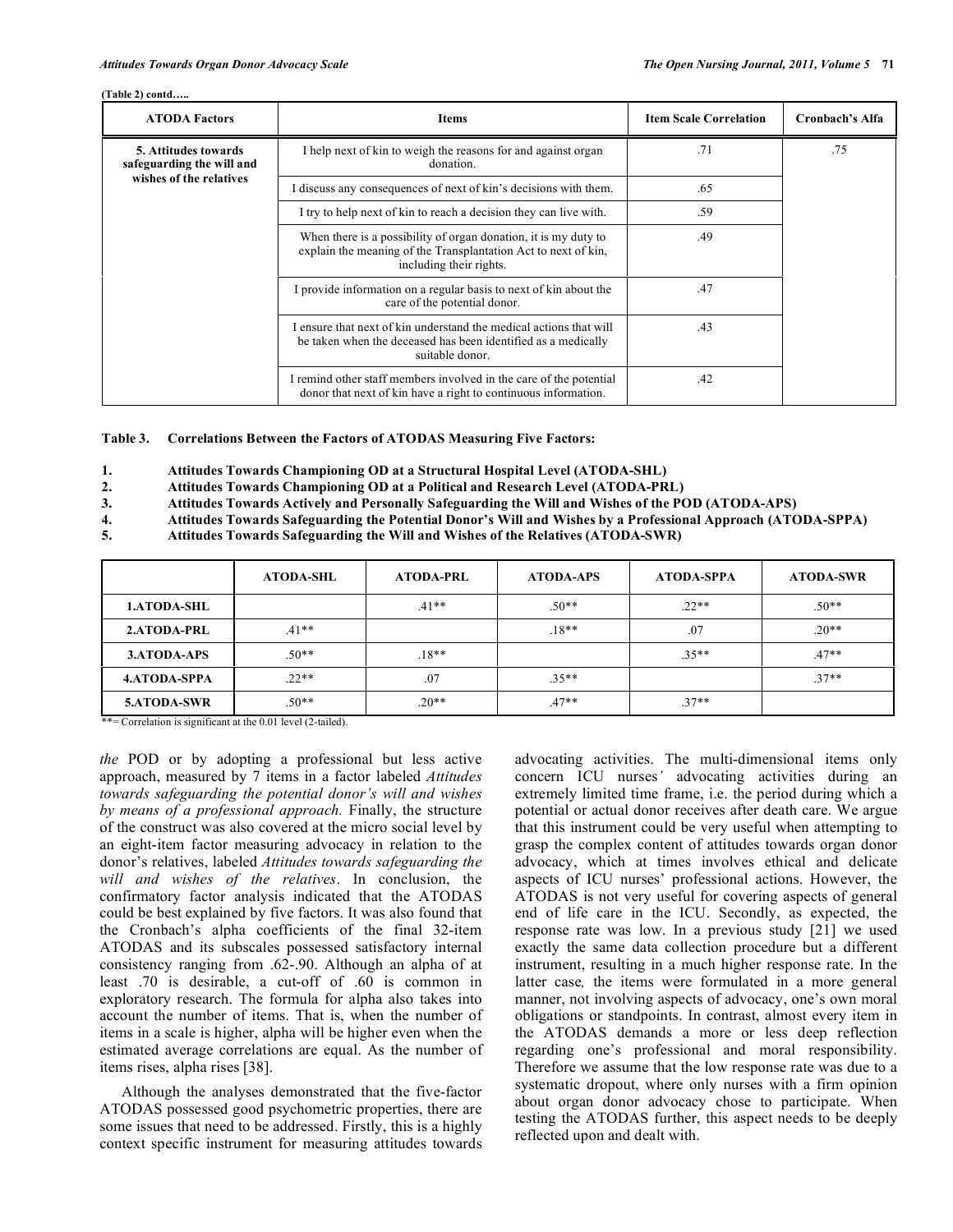(Table 2) contd…..

| ATODA Factors | Items | Item Scale Correlation | Cronbach's Alfa |
|---|---|---|---|
| 5. Attitudes towards safeguarding the will and wishes of the relatives | I help next of kin to weigh the reasons for and against organ donation. | .71 | .75 |
| | I discuss any consequences of next of kin's decisions with them. | .65 | |
| | I try to help next of kin to reach a decision they can live with. | .59 | |
| | When there is a possibility of organ donation, it is my duty to explain the meaning of the Transplantation Act to next of kin, including their rights. | .49 | |
| | I provide information on a regular basis to next of kin about the care of the potential donor. | .47 | |
| | I ensure that next of kin understand the medical actions that will be taken when the deceased has been identified as a medically suitable donor. | .43 | |
| | I remind other staff members involved in the care of the potential donor that next of kin have a right to continuous information. | .42 | |

**Table 3. Correlations Between the Factors of ATODAS Measuring Five Factors:**

1. **Attitudes Towards Championing OD at a Structural Hospital Level (ATODA-SHL)**
2. **Attitudes Towards Championing OD at a Political and Research Level (ATODA-PRL)**
3. **Attitudes Towards Actively and Personally Safeguarding the Will and Wishes of the POD (ATODA-APS)**
4. **Attitudes Towards Safeguarding the Potential Donor's Will and Wishes by a Professional Approach (ATODA-SPPA)**
5. **Attitudes Towards Safeguarding the Will and Wishes of the Relatives (ATODA-SWR)**

| | ATODA-SHL | ATODA-PRL | ATODA-APS | ATODA-SPPA | ATODA-SWR |
|---|---|---|---|---|---|
| 1.ATODA-SHL | | .41** | .50** | .22** | .50** |
| 2.ATODA-PRL | .41** | | .18** | .07 | .20** |
| 3.ATODA-APS | .50** | .18** | | .35** | .47** |
| 4.ATODA-SPPA | .22** | .07 | .35** | | .37** |
| 5.ATODA-SWR | .50** | .20** | .47** | .37** | |

**= Correlation is significant at the 0.01 level (2-tailed).

*the* POD or by adopting a professional but less active approach, measured by 7 items in a factor labeled *Attitudes towards safeguarding the potential donor's will and wishes by means of a professional approach.* Finally, the structure of the construct was also covered at the micro social level by an eight-item factor measuring advocacy in relation to the donor's relatives, labeled *Attitudes towards safeguarding the will and wishes of the relatives*. In conclusion, the confirmatory factor analysis indicated that the ATODAS could be best explained by five factors. It was also found that the Cronbach's alpha coefficients of the final 32-item ATODAS and its subscales possessed satisfactory internal consistency ranging from .62-.90. Although an alpha of at least .70 is desirable, a cut-off of .60 is common in exploratory research. The formula for alpha also takes into account the number of items. That is, when the number of items in a scale is higher, alpha will be higher even when the estimated average correlations are equal. As the number of items rises, alpha rises [38].

Although the analyses demonstrated that the five-factor ATODAS possessed good psychometric properties, there are some issues that need to be addressed. Firstly, this is a highly context specific instrument for measuring attitudes towards advocating activities. The multi-dimensional items only concern ICU nurses*'* advocating activities during an extremely limited time frame, i.e. the period during which a potential or actual donor receives after death care. We argue that this instrument could be very useful when attempting to grasp the complex content of attitudes towards organ donor advocacy, which at times involves ethical and delicate aspects of ICU nurses' professional actions. However, the ATODAS is not very useful for covering aspects of general end of life care in the ICU. Secondly, as expected, the response rate was low. In a previous study [21] we used exactly the same data collection procedure but a different instrument, resulting in a much higher response rate. In the latter case*,* the items were formulated in a more general manner, not involving aspects of advocacy, one's own moral obligations or standpoints. In contrast, almost every item in the ATODAS demands a more or less deep reflection regarding one's professional and moral responsibility. Therefore we assume that the low response rate was due to a systematic dropout, where only nurses with a firm opinion about organ donor advocacy chose to participate. When testing the ATODAS further, this aspect needs to be deeply reflected upon and dealt with.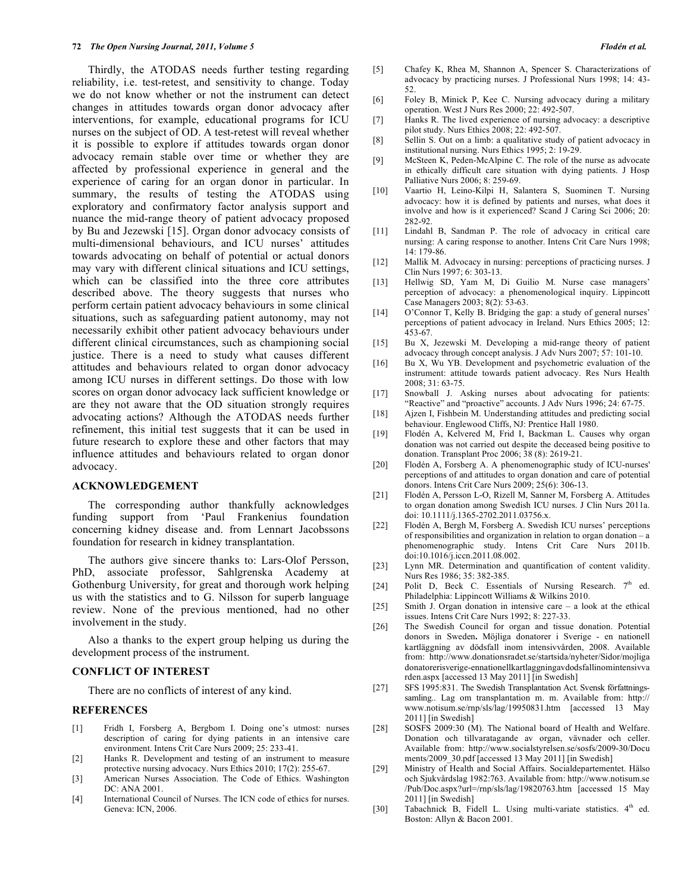Thirdly, the ATODAS needs further testing regarding reliability, i.e. test-retest, and sensitivity to change. Today we do not know whether or not the instrument can detect changes in attitudes towards organ donor advocacy after interventions, for example, educational programs for ICU nurses on the subject of OD. A test-retest will reveal whether it is possible to explore if attitudes towards organ donor advocacy remain stable over time or whether they are affected by professional experience in general and the experience of caring for an organ donor in particular. In summary, the results of testing the ATODAS using exploratory and confirmatory factor analysis support and nuance the mid-range theory of patient advocacy proposed by Bu and Jezewski [15]. Organ donor advocacy consists of multi-dimensional behaviours, and ICU nurses' attitudes towards advocating on behalf of potential or actual donors may vary with different clinical situations and ICU settings, which can be classified into the three core attributes described above. The theory suggests that nurses who perform certain patient advocacy behaviours in some clinical situations, such as safeguarding patient autonomy, may not necessarily exhibit other patient advocacy behaviours under different clinical circumstances, such as championing social justice. There is a need to study what causes different attitudes and behaviours related to organ donor advocacy among ICU nurses in different settings. Do those with low scores on organ donor advocacy lack sufficient knowledge or are they not aware that the OD situation strongly requires advocating actions? Although the ATODAS needs further refinement, this initial test suggests that it can be used in future research to explore these and other factors that may influence attitudes and behaviours related to organ donor advocacy.

## ACKNOWLEDGEMENT

The corresponding author thankfully acknowledges funding support from 'Paul Frankenius foundation concerning kidney disease and. from Lennart Jacobssons foundation for research in kidney transplantation.

The authors give sincere thanks to: Lars-Olof Persson, PhD, associate professor, Sahlgrenska Academy at Gothenburg University, for great and thorough work helping us with the statistics and to G. Nilsson for superb language review. None of the previous mentioned, had no other involvement in the study.

Also a thanks to the expert group helping us during the development process of the instrument.

## CONFLICT OF INTEREST

There are no conflicts of interest of any kind.

## REFERENCES

[1] Fridh I, Forsberg A, Bergbom I. Doing one's utmost: nurses description of caring for dying patients in an intensive care environment. Intens Crit Care Nurs 2009; 25: 233-41.

[2] Hanks R. Development and testing of an instrument to measure protective nursing advocacy. Nurs Ethics 2010; 17(2): 255-67.

[3] American Nurses Association. The Code of Ethics. Washington DC: ANA 2001.

[4] International Council of Nurses. The ICN code of ethics for nurses. Geneva: ICN, 2006.

[5] Chafey K, Rhea M, Shannon A, Spencer S. Characterizations of advocacy by practicing nurses. J Professional Nurs 1998; 14: 43-52.

[6] Foley B, Minick P, Kee C. Nursing advocacy during a military operation. West J Nurs Res 2000; 22: 492-507.

[7] Hanks R. The lived experience of nursing advocacy: a descriptive pilot study. Nurs Ethics 2008; 22: 492-507.

[8] Sellin S. Out on a limb: a qualitative study of patient advocacy in institutional nursing. Nurs Ethics 1995; 2: 19-29.

[9] McSteen K, Peden-McAlpine C. The role of the nurse as advocate in ethically difficult care situation with dying patients. J Hosp Palliative Nurs 2006; 8: 259-69.

[10] Vaartio H, Leino-Kilpi H, Salantera S, Suominen T. Nursing advocacy: how it is defined by patients and nurses, what does it involve and how is it experienced? Scand J Caring Sci 2006; 20: 282-92.

[11] Lindahl B, Sandman P. The role of advocacy in critical care nursing: A caring response to another. Intens Crit Care Nurs 1998; 14: 179-86.

[12] Mallik M. Advocacy in nursing: perceptions of practicing nurses. J Clin Nurs 1997; 6: 303-13.

[13] Hellwig SD, Yam M, Di Guilio M. Nurse case managers' perception of advocacy: a phenomenological inquiry. Lippincott Case Managers 2003; 8(2): 53-63.

[14] O'Connor T, Kelly B. Bridging the gap: a study of general nurses' perceptions of patient advocacy in Ireland. Nurs Ethics 2005; 12: 453-67.

[15] Bu X, Jezewski M. Developing a mid-range theory of patient advocacy through concept analysis. J Adv Nurs 2007; 57: 101-10.

[16] Bu X, Wu YB. Development and psychometric evaluation of the instrument: attitude towards patient advocacy. Res Nurs Health 2008; 31: 63-75.

[17] Snowball J. Asking nurses about advocating for patients: "Reactive" and "proactive" accounts. J Adv Nurs 1996; 24: 67-75.

[18] Ajzen I, Fishbein M. Understanding attitudes and predicting social behaviour. Englewood Cliffs, NJ: Prentice Hall 1980.

[19] Flodén A, Kelvered M, Frid I, Backman L. Causes why organ donation was not carried out despite the deceased being positive to donation. Transplant Proc 2006; 38 (8): 2619-21.

[20] Flodén A, Forsberg A. A phenomenographic study of ICU-nurses' perceptions of and attitudes to organ donation and care of potential donors. Intens Crit Care Nurs 2009; 25(6): 306-13.

[21] Flodén A, Persson L-O, Rizell M, Sanner M, Forsberg A. Attitudes to organ donation among Swedish ICU nurses. J Clin Nurs 2011a. doi: 10.1111/j.1365-2702.2011.03756.x.

[22] Flodén A, Bergh M, Forsberg A. Swedish ICU nurses' perceptions of responsibilities and organization in relation to organ donation – a phenomenographic study. Intens Crit Care Nurs 2011b. doi:10.1016/j.iccn.2011.08.002.

[23] Lynn MR. Determination and quantification of content validity. Nurs Res 1986; 35: 382-385.

[24] Polit D, Beck C. Essentials of Nursing Research. 7th ed. Philadelphia: Lippincott Williams & Wilkins 2010.

[25] Smith J. Organ donation in intensive care – a look at the ethical issues. Intens Crit Care Nurs 1992; 8: 227-33.

[26] The Swedish Council for organ and tissue donation. Potential donors in Sweden**.** Möjliga donatorer i Sverige - en nationell kartläggning av dödsfall inom intensivvården, 2008. Available from: http://www.donationsradet.se/startsida/nyheter/Sidor/mojligadonatorerisverige-ennationellkartlaggningavdodsfallinomintensivvarden.aspx [accessed 13 May 2011] [in Swedish]

[27] SFS 1995:831. The Swedish Transplantation Act. Svensk författningssamling.. Lag om transplantation m. m. Available from: http://www.notisum.se/rnp/sls/lag/19950831.htm [accessed 13 May 2011] [in Swedish]

[28] SOSFS 2009:30 (M). The National board of Health and Welfare. Donation och tillvaratagande av organ, vävnader och celler. Available from: http://www.socialstyrelsen.se/sosfs/2009-30/Documents/2009_30.pdf [accessed 13 May 2011] [in Swedish]

[29] Ministry of Health and Social Affairs. Socialdepartementet. Hälso och Sjukvårdslag 1982:763. Available from: http://www.notisum.se/Pub/Doc.aspx?url=/rnp/sls/lag/19820763.htm [accessed 15 May 2011] [in Swedish]

[30] Tabachnick B, Fidell L. Using multi-variate statistics. 4th ed. Boston: Allyn & Bacon 2001.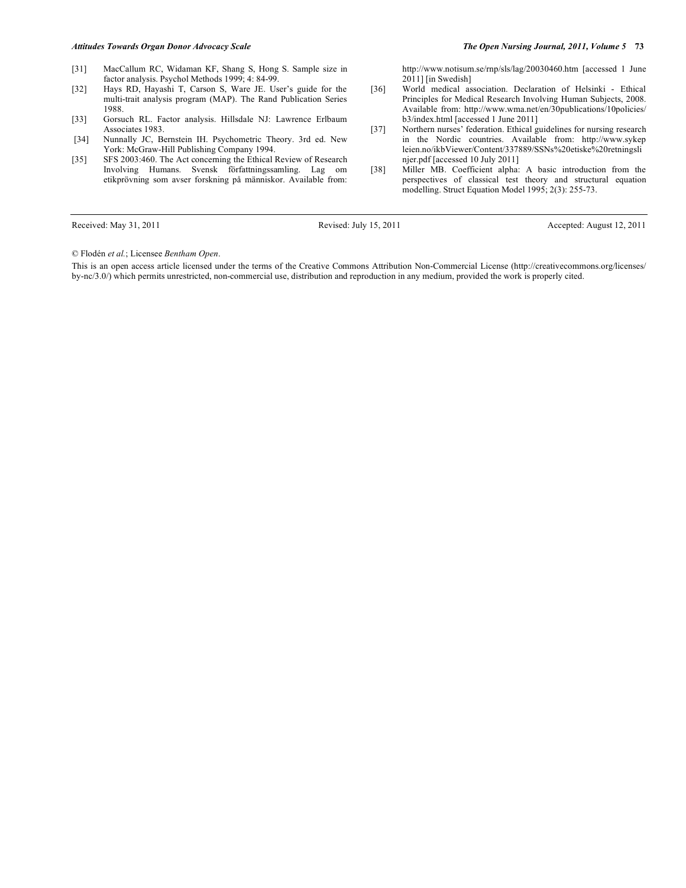[31] MacCallum RC, Widaman KF, Shang S, Hong S. Sample size in factor analysis. Psychol Methods 1999; 4: 84-99.

[32] Hays RD, Hayashi T, Carson S, Ware JE. User's guide for the multi-trait analysis program (MAP). The Rand Publication Series 1988.

[33] Gorsuch RL. Factor analysis. Hillsdale NJ: Lawrence Erlbaum Associates 1983.

[34] Nunnally JC, Bernstein IH. Psychometric Theory. 3rd ed. New York: McGraw-Hill Publishing Company 1994.

[35] SFS 2003:460. The Act concerning the Ethical Review of Research Involving Humans. Svensk författningssamling. Lag om etikprövning som avser forskning på människor. Available from: http://www.notisum.se/rnp/sls/lag/20030460.htm [accessed 1 June 2011] [in Swedish]

[36] World medical association. Declaration of Helsinki - Ethical Principles for Medical Research Involving Human Subjects, 2008. Available from: http://www.wma.net/en/30publications/10policies/b3/index.html [accessed 1 June 2011]

[37] Northern nurses' federation. Ethical guidelines for nursing research in the Nordic countries. Available from: http://www.sykepleien.no/ikbViewer/Content/337889/SSNs%20etiske%20retningslinjer.pdf [accessed 10 July 2011]

[38] Miller MB. Coefficient alpha: A basic introduction from the perspectives of classical test theory and structural equation modelling. Struct Equation Model 1995; 2(3): 255-73.

Received: May 31, 2011 Revised: July 15, 2011 Accepted: August 12, 2011

© Flodén *et al.*; Licensee *Bentham Open*.

This is an open access article licensed under the terms of the Creative Commons Attribution Non-Commercial License (http://creativecommons.org/licenses/by-nc/3.0/) which permits unrestricted, non-commercial use, distribution and reproduction in any medium, provided the work is properly cited.